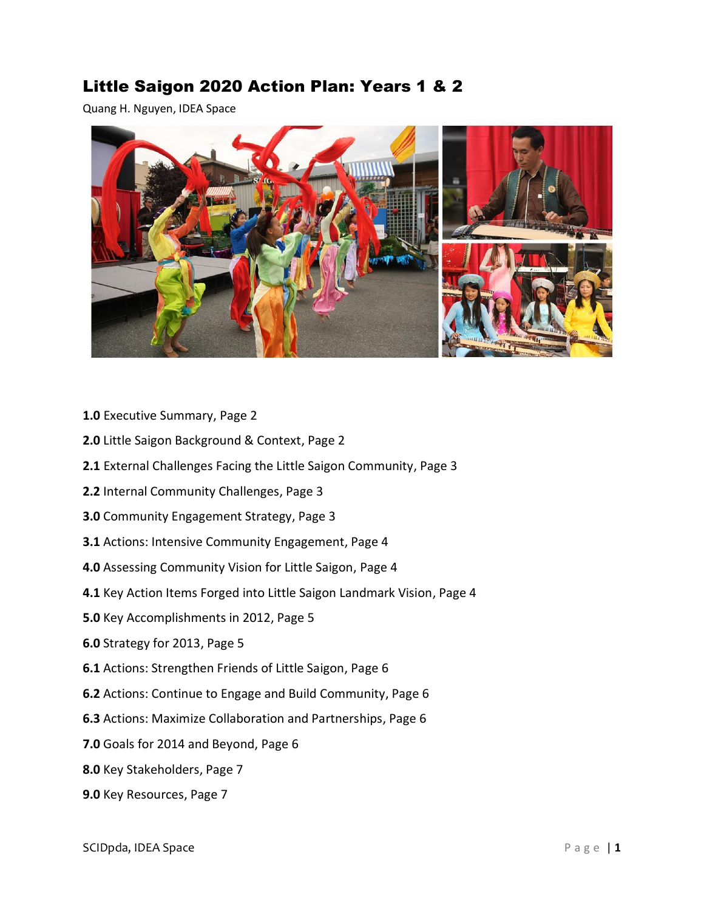# Little Saigon 2020 Action Plan: Years 1 & 2

Quang H. Nguyen, IDEA Space

**1.0** Executive Summary, Page 2

**2.0** Little Saigon Background & Context, Page 2

**2.1** External Challenges Facing the Little Saigon Community, Page 3

**2.2** Internal Community Challenges, Page 3

**3.0** Community Engagement Strategy, Page 3

**3.1** Actions: Intensive Community Engagement, Page 4

**4.0** Assessing Community Vision for Little Saigon, Page 4

**4.1** Key Action Items Forged into Little Saigon Landmark Vision, Page 4

**5.0** Key Accomplishments in 2012, Page 5

**6.0** Strategy for 2013, Page 5

**6.1** Actions: Strengthen Friends of Little Saigon, Page 6

**6.2** Actions: Continue to Engage and Build Community, Page 6

**6.3** Actions: Maximize Collaboration and Partnerships, Page 6

**7.0** Goals for 2014 and Beyond, Page 6

**8.0** Key Stakeholders, Page 7

**9.0** Key Resources, Page 7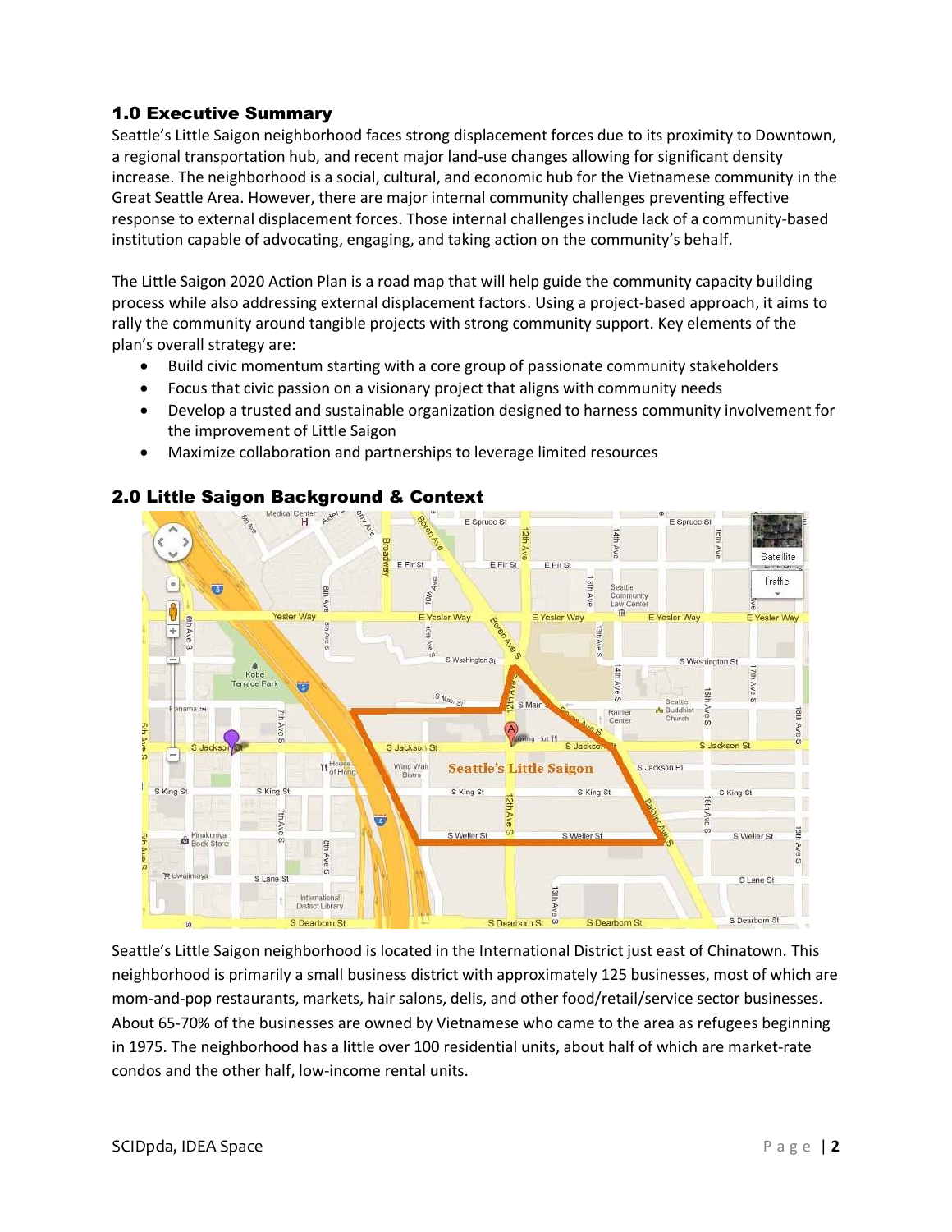## 1.0 Executive Summary

Seattle's Little Saigon neighborhood faces strong displacement forces due to its proximity to Downtown, a regional transportation hub, and recent major land-use changes allowing for significant density increase. The neighborhood is a social, cultural, and economic hub for the Vietnamese community in the Great Seattle Area. However, there are major internal community challenges preventing effective response to external displacement forces. Those internal challenges include lack of a community-based institution capable of advocating, engaging, and taking action on the community's behalf.

The Little Saigon 2020 Action Plan is a road map that will help guide the community capacity building process while also addressing external displacement factors. Using a project-based approach, it aims to rally the community around tangible projects with strong community support. Key elements of the plan's overall strategy are:

- Build civic momentum starting with a core group of passionate community stakeholders
- Focus that civic passion on a visionary project that aligns with community needs
- Develop a trusted and sustainable organization designed to harness community involvement for the improvement of Little Saigon
- Maximize collaboration and partnerships to leverage limited resources

## 2.0 Little Saigon Background & Context

Seattle's Little Saigon neighborhood is located in the International District just east of Chinatown. This neighborhood is primarily a small business district with approximately 125 businesses, most of which are mom-and-pop restaurants, markets, hair salons, delis, and other food/retail/service sector businesses. About 65-70% of the businesses are owned by Vietnamese who came to the area as refugees beginning in 1975. The neighborhood has a little over 100 residential units, about half of which are market-rate condos and the other half, low-income rental units.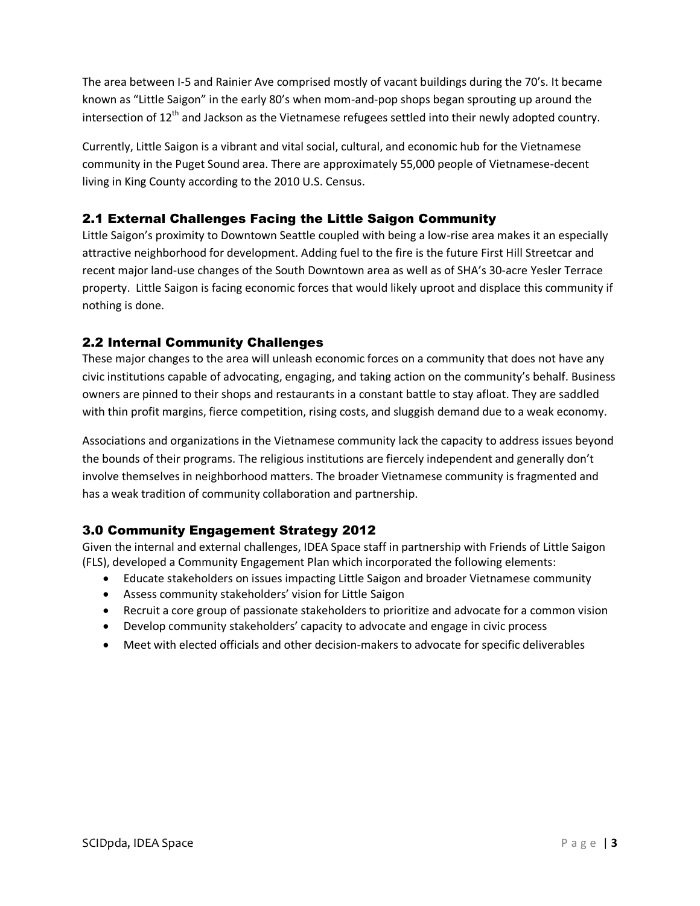The area between I-5 and Rainier Ave comprised mostly of vacant buildings during the 70's. It became known as "Little Saigon" in the early 80's when mom-and-pop shops began sprouting up around the intersection of 12th and Jackson as the Vietnamese refugees settled into their newly adopted country.

Currently, Little Saigon is a vibrant and vital social, cultural, and economic hub for the Vietnamese community in the Puget Sound area. There are approximately 55,000 people of Vietnamese-decent living in King County according to the 2010 U.S. Census.

## 2.1 External Challenges Facing the Little Saigon Community

Little Saigon's proximity to Downtown Seattle coupled with being a low-rise area makes it an especially attractive neighborhood for development. Adding fuel to the fire is the future First Hill Streetcar and recent major land-use changes of the South Downtown area as well as of SHA's 30-acre Yesler Terrace property. Little Saigon is facing economic forces that would likely uproot and displace this community if nothing is done.

## 2.2 Internal Community Challenges

These major changes to the area will unleash economic forces on a community that does not have any civic institutions capable of advocating, engaging, and taking action on the community's behalf. Business owners are pinned to their shops and restaurants in a constant battle to stay afloat. They are saddled with thin profit margins, fierce competition, rising costs, and sluggish demand due to a weak economy.

Associations and organizations in the Vietnamese community lack the capacity to address issues beyond the bounds of their programs. The religious institutions are fiercely independent and generally don't involve themselves in neighborhood matters. The broader Vietnamese community is fragmented and has a weak tradition of community collaboration and partnership.

## 3.0 Community Engagement Strategy 2012

Given the internal and external challenges, IDEA Space staff in partnership with Friends of Little Saigon (FLS), developed a Community Engagement Plan which incorporated the following elements:

- Educate stakeholders on issues impacting Little Saigon and broader Vietnamese community
- Assess community stakeholders' vision for Little Saigon
- Recruit a core group of passionate stakeholders to prioritize and advocate for a common vision
- Develop community stakeholders' capacity to advocate and engage in civic process
- Meet with elected officials and other decision-makers to advocate for specific deliverables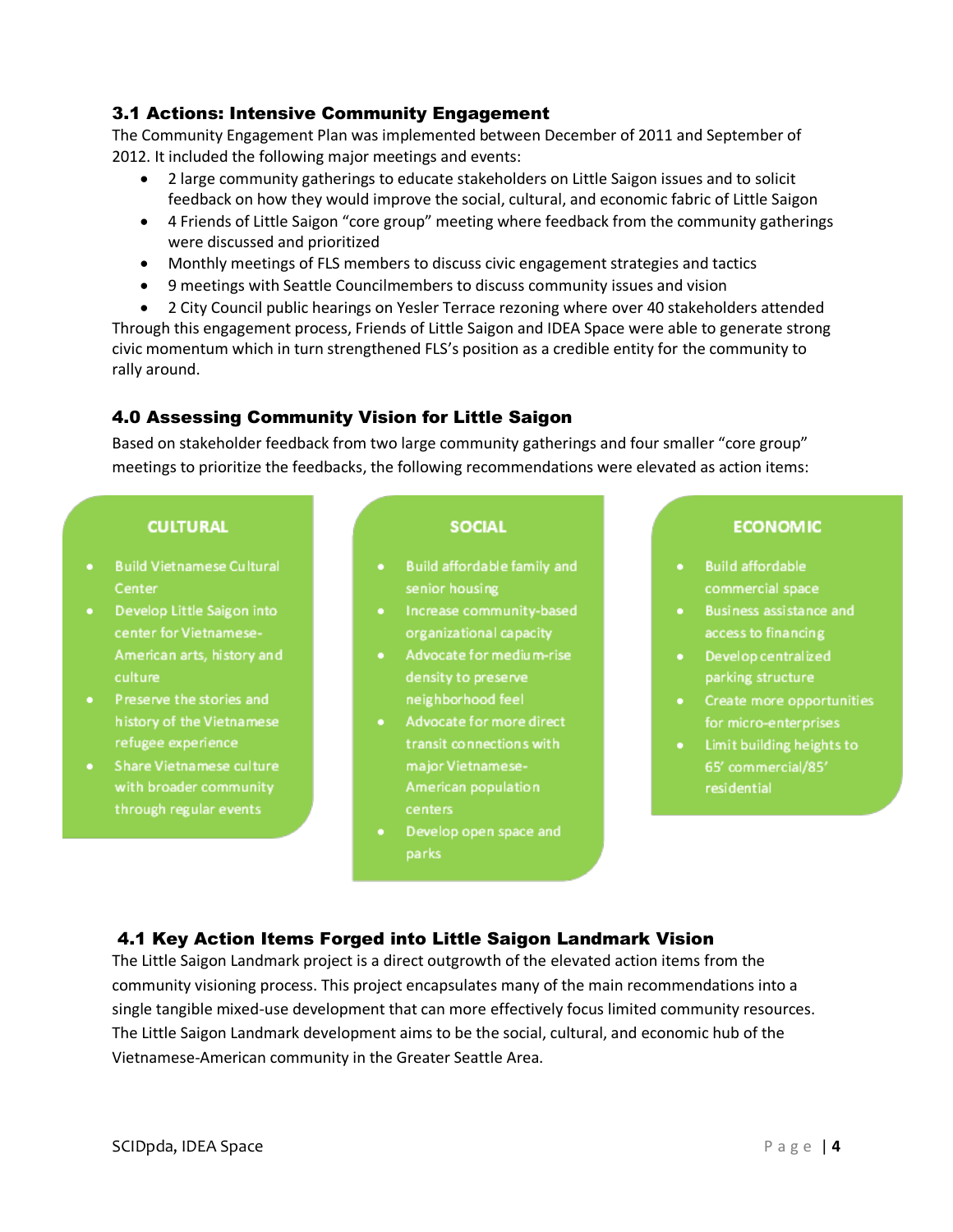### 3.1 Actions: Intensive Community Engagement

The Community Engagement Plan was implemented between December of 2011 and September of 2012. It included the following major meetings and events:

- 2 large community gatherings to educate stakeholders on Little Saigon issues and to solicit feedback on how they would improve the social, cultural, and economic fabric of Little Saigon
- 4 Friends of Little Saigon "core group" meeting where feedback from the community gatherings were discussed and prioritized
- Monthly meetings of FLS members to discuss civic engagement strategies and tactics
- 9 meetings with Seattle Councilmembers to discuss community issues and vision
- 2 City Council public hearings on Yesler Terrace rezoning where over 40 stakeholders attended

Through this engagement process, Friends of Little Saigon and IDEA Space were able to generate strong civic momentum which in turn strengthened FLS's position as a credible entity for the community to rally around.

### 4.0 Assessing Community Vision for Little Saigon

Based on stakeholder feedback from two large community gatherings and four smaller "core group" meetings to prioritize the feedbacks, the following recommendations were elevated as action items:

**CULTURAL**

- Build Vietnamese Cultural Center
- Develop Little Saigon into center for Vietnamese-American arts, history and culture
- Preserve the stories and history of the Vietnamese refugee experience
- Share Vietnamese culture with broader community through regular events

**SOCIAL**

- Build affordable family and senior housing
- Increase community-based organizational capacity
- Advocate for medium-rise density to preserve neighborhood feel
- Advocate for more direct transit connections with major Vietnamese-American population centers
- Develop open space and parks

**ECONOMIC**

- Build affordable commercial space
- Business assistance and access to financing
- Develop centralized parking structure
- Create more opportunities for micro-enterprises
- Limit building heights to 65' commercial/85' residential

### 4.1 Key Action Items Forged into Little Saigon Landmark Vision

The Little Saigon Landmark project is a direct outgrowth of the elevated action items from the community visioning process. This project encapsulates many of the main recommendations into a single tangible mixed-use development that can more effectively focus limited community resources. The Little Saigon Landmark development aims to be the social, cultural, and economic hub of the Vietnamese-American community in the Greater Seattle Area.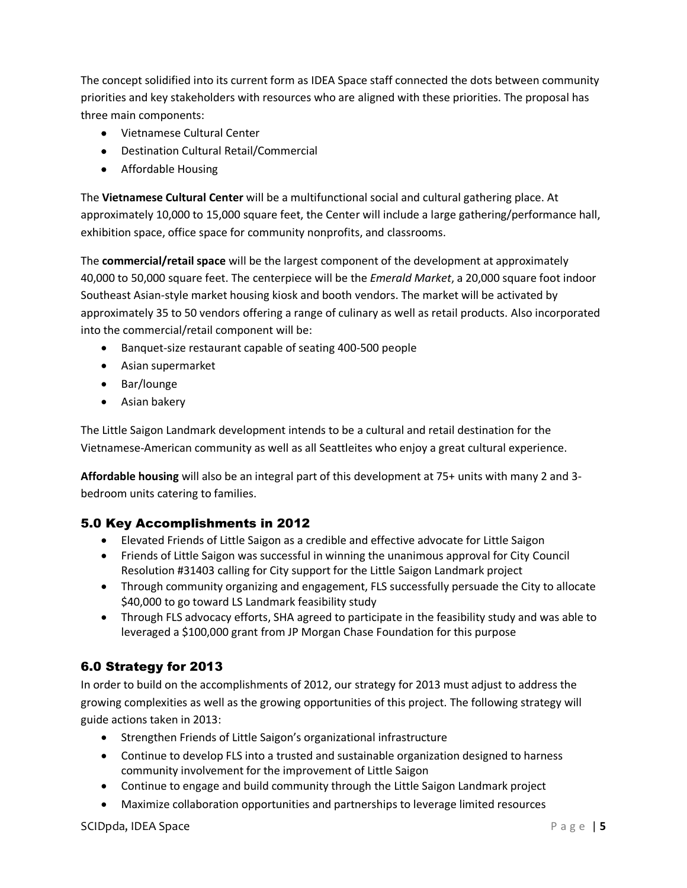The concept solidified into its current form as IDEA Space staff connected the dots between community priorities and key stakeholders with resources who are aligned with these priorities. The proposal has three main components:

- Vietnamese Cultural Center
- Destination Cultural Retail/Commercial
- Affordable Housing

The **Vietnamese Cultural Center** will be a multifunctional social and cultural gathering place. At approximately 10,000 to 15,000 square feet, the Center will include a large gathering/performance hall, exhibition space, office space for community nonprofits, and classrooms.

The **commercial/retail space** will be the largest component of the development at approximately 40,000 to 50,000 square feet. The centerpiece will be the *Emerald Market*, a 20,000 square foot indoor Southeast Asian-style market housing kiosk and booth vendors. The market will be activated by approximately 35 to 50 vendors offering a range of culinary as well as retail products. Also incorporated into the commercial/retail component will be:

- Banquet-size restaurant capable of seating 400-500 people
- Asian supermarket
- Bar/lounge
- Asian bakery

The Little Saigon Landmark development intends to be a cultural and retail destination for the Vietnamese-American community as well as all Seattleites who enjoy a great cultural experience.

**Affordable housing** will also be an integral part of this development at 75+ units with many 2 and 3-bedroom units catering to families.

## 5.0 Key Accomplishments in 2012

- Elevated Friends of Little Saigon as a credible and effective advocate for Little Saigon
- Friends of Little Saigon was successful in winning the unanimous approval for City Council Resolution #31403 calling for City support for the Little Saigon Landmark project
- Through community organizing and engagement, FLS successfully persuade the City to allocate $40,000 to go toward LS Landmark feasibility study
- Through FLS advocacy efforts, SHA agreed to participate in the feasibility study and was able to leveraged a $100,000 grant from JP Morgan Chase Foundation for this purpose

## 6.0 Strategy for 2013

In order to build on the accomplishments of 2012, our strategy for 2013 must adjust to address the growing complexities as well as the growing opportunities of this project. The following strategy will guide actions taken in 2013:

- Strengthen Friends of Little Saigon's organizational infrastructure
- Continue to develop FLS into a trusted and sustainable organization designed to harness community involvement for the improvement of Little Saigon
- Continue to engage and build community through the Little Saigon Landmark project
- Maximize collaboration opportunities and partnerships to leverage limited resources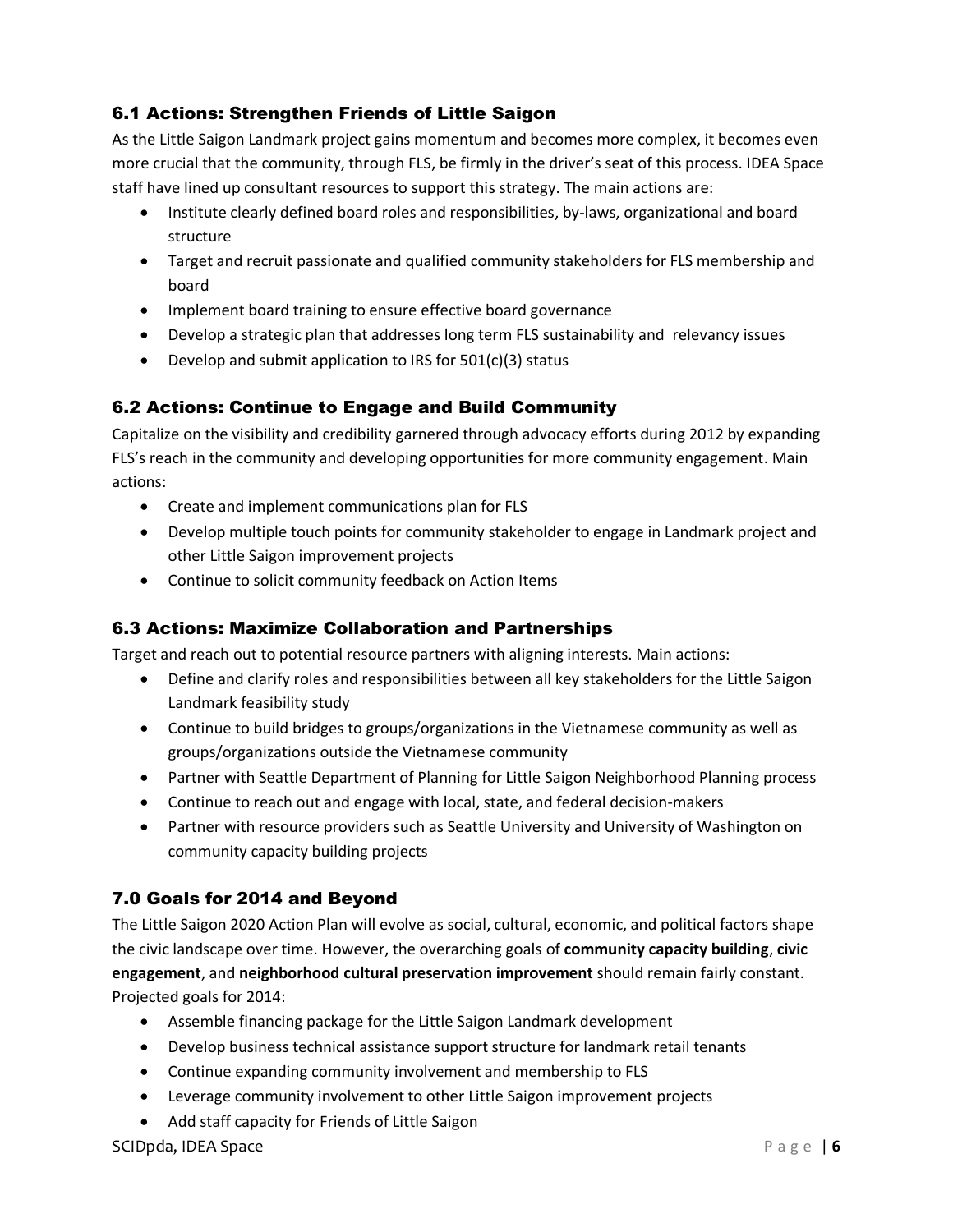## 6.1 Actions: Strengthen Friends of Little Saigon

As the Little Saigon Landmark project gains momentum and becomes more complex, it becomes even more crucial that the community, through FLS, be firmly in the driver's seat of this process. IDEA Space staff have lined up consultant resources to support this strategy. The main actions are:

- Institute clearly defined board roles and responsibilities, by-laws, organizational and board structure
- Target and recruit passionate and qualified community stakeholders for FLS membership and board
- Implement board training to ensure effective board governance
- Develop a strategic plan that addresses long term FLS sustainability and relevancy issues
- Develop and submit application to IRS for 501(c)(3) status

## 6.2 Actions: Continue to Engage and Build Community

Capitalize on the visibility and credibility garnered through advocacy efforts during 2012 by expanding FLS's reach in the community and developing opportunities for more community engagement. Main actions:

- Create and implement communications plan for FLS
- Develop multiple touch points for community stakeholder to engage in Landmark project and other Little Saigon improvement projects
- Continue to solicit community feedback on Action Items

## 6.3 Actions: Maximize Collaboration and Partnerships

Target and reach out to potential resource partners with aligning interests. Main actions:

- Define and clarify roles and responsibilities between all key stakeholders for the Little Saigon Landmark feasibility study
- Continue to build bridges to groups/organizations in the Vietnamese community as well as groups/organizations outside the Vietnamese community
- Partner with Seattle Department of Planning for Little Saigon Neighborhood Planning process
- Continue to reach out and engage with local, state, and federal decision-makers
- Partner with resource providers such as Seattle University and University of Washington on community capacity building projects

## 7.0 Goals for 2014 and Beyond

The Little Saigon 2020 Action Plan will evolve as social, cultural, economic, and political factors shape the civic landscape over time. However, the overarching goals of **community capacity building**, **civic engagement**, and **neighborhood cultural preservation improvement** should remain fairly constant. Projected goals for 2014:

- Assemble financing package for the Little Saigon Landmark development
- Develop business technical assistance support structure for landmark retail tenants
- Continue expanding community involvement and membership to FLS
- Leverage community involvement to other Little Saigon improvement projects
- Add staff capacity for Friends of Little Saigon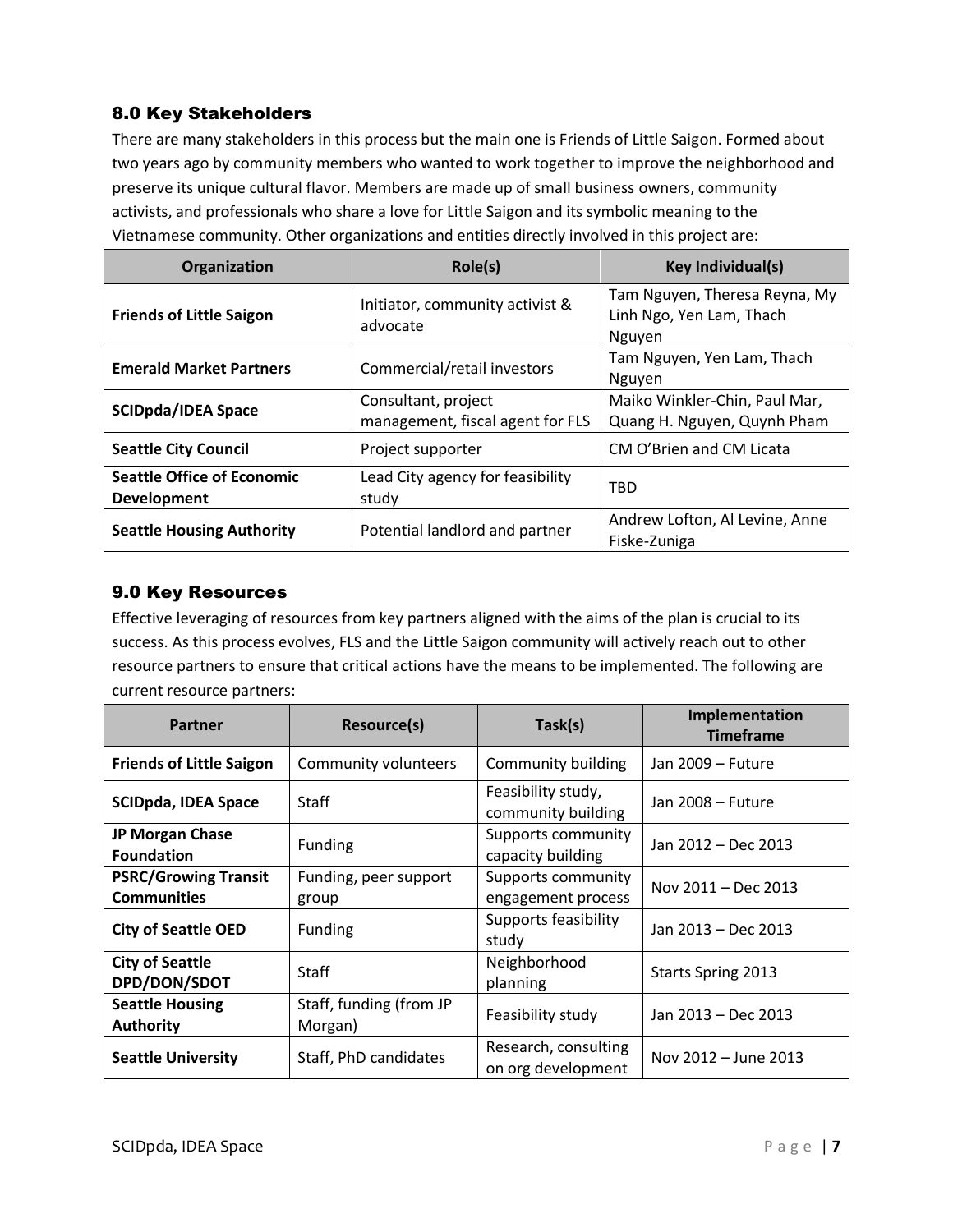## 8.0 Key Stakeholders

There are many stakeholders in this process but the main one is Friends of Little Saigon. Formed about two years ago by community members who wanted to work together to improve the neighborhood and preserve its unique cultural flavor. Members are made up of small business owners, community activists, and professionals who share a love for Little Saigon and its symbolic meaning to the Vietnamese community. Other organizations and entities directly involved in this project are:

| Organization | Role(s) | Key Individual(s) |
|---|---|---|
| **Friends of Little Saigon** | Initiator, community activist & advocate | Tam Nguyen, Theresa Reyna, My Linh Ngo, Yen Lam, Thach Nguyen |
| **Emerald Market Partners** | Commercial/retail investors | Tam Nguyen, Yen Lam, Thach Nguyen |
| **SCIDpda/IDEA Space** | Consultant, project management, fiscal agent for FLS | Maiko Winkler-Chin, Paul Mar, Quang H. Nguyen, Quynh Pham |
| **Seattle City Council** | Project supporter | CM O'Brien and CM Licata |
| **Seattle Office of Economic Development** | Lead City agency for feasibility study | TBD |
| **Seattle Housing Authority** | Potential landlord and partner | Andrew Lofton, Al Levine, Anne Fiske-Zuniga |

## 9.0 Key Resources

Effective leveraging of resources from key partners aligned with the aims of the plan is crucial to its success. As this process evolves, FLS and the Little Saigon community will actively reach out to other resource partners to ensure that critical actions have the means to be implemented. The following are current resource partners:

| Partner | Resource(s) | Task(s) | Implementation Timeframe |
|---|---|---|---|
| **Friends of Little Saigon** | Community volunteers | Community building | Jan 2009 – Future |
| **SCIDpda, IDEA Space** | Staff | Feasibility study, community building | Jan 2008 – Future |
| **JP Morgan Chase Foundation** | Funding | Supports community capacity building | Jan 2012 – Dec 2013 |
| **PSRC/Growing Transit Communities** | Funding, peer support group | Supports community engagement process | Nov 2011 – Dec 2013 |
| **City of Seattle OED** | Funding | Supports feasibility study | Jan 2013 – Dec 2013 |
| **City of Seattle DPD/DON/SDOT** | Staff | Neighborhood planning | Starts Spring 2013 |
| **Seattle Housing Authority** | Staff, funding (from JP Morgan) | Feasibility study | Jan 2013 – Dec 2013 |
| **Seattle University** | Staff, PhD candidates | Research, consulting on org development | Nov 2012 – June 2013 |